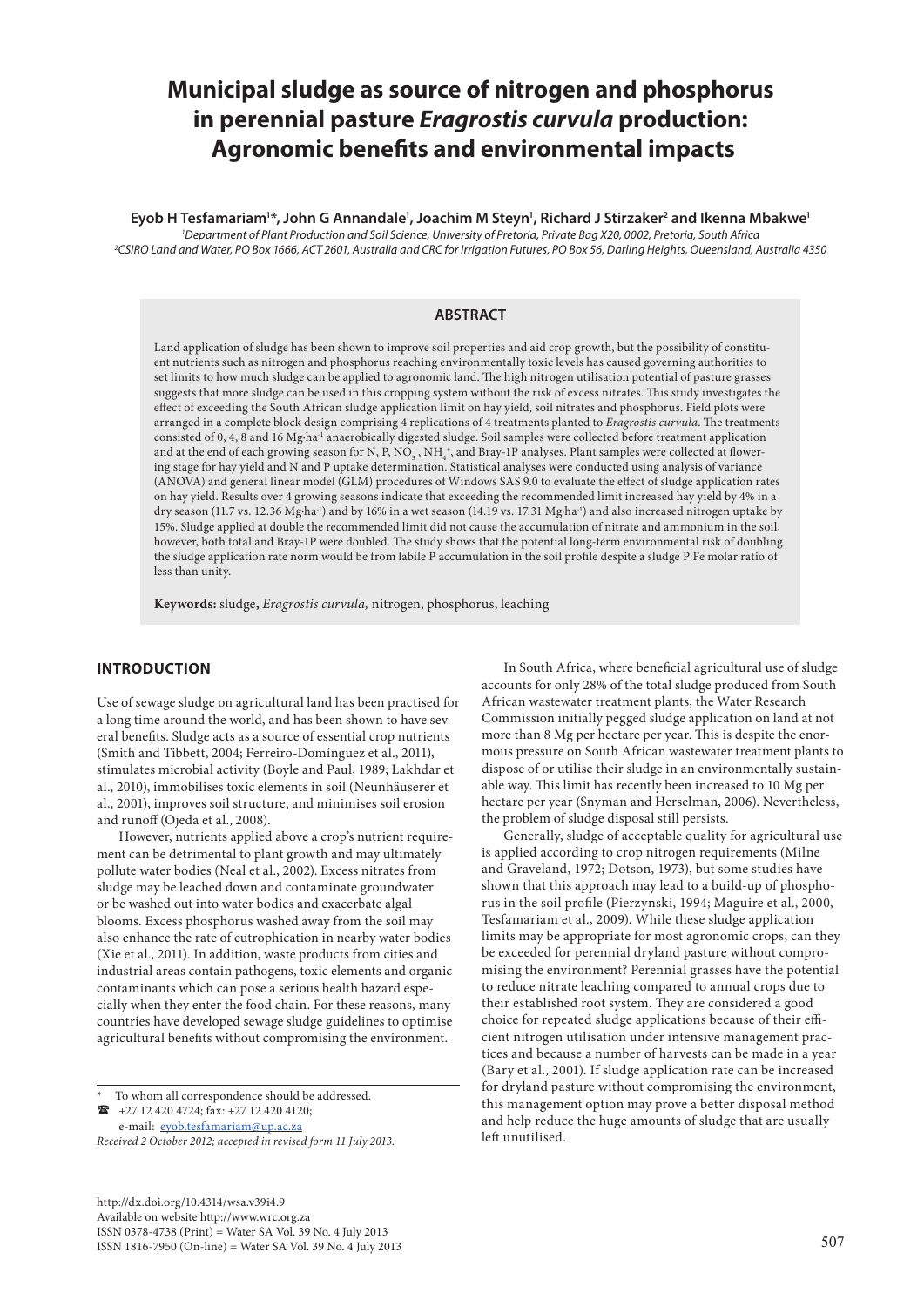# Municipal sludge as source of nitrogen and phosphorus in perennial pasture *Eragrostis curvula* production: Agronomic benefits and environmental impacts

**Eyob H Tesfamariam[1]\*, John G Annandale[1], Joachim M Steyn[1], Richard J Stirzaker[2] and Ikenna Mbakwe[1]**

[1]Department of Plant Production and Soil Science, University of Pretoria, Private Bag X20, 0002, Pretoria, South Africa
[2]CSIRO Land and Water, PO Box 1666, ACT 2601, Australia and CRC for Irrigation Futures, PO Box 56, Darling Heights, Queensland, Australia 4350

## ABSTRACT

Land application of sludge has been shown to improve soil properties and aid crop growth, but the possibility of constituent nutrients such as nitrogen and phosphorus reaching environmentally toxic levels has caused governing authorities to set limits to how much sludge can be applied to agronomic land. The high nitrogen utilisation potential of pasture grasses suggests that more sludge can be used in this cropping system without the risk of excess nitrates. This study investigates the effect of exceeding the South African sludge application limit on hay yield, soil nitrates and phosphorus. Field plots were arranged in a complete block design comprising 4 replications of 4 treatments planted to *Eragrostis curvula*. The treatments consisted of 0, 4, 8 and 16 Mg·ha$^{-1}$ anaerobically digested sludge. Soil samples were collected before treatment application and at the end of each growing season for N, P, $NO_3^-$, $NH_4^+$, and Bray-1P analyses. Plant samples were collected at flowering stage for hay yield and N and P uptake determination. Statistical analyses were conducted using analysis of variance (ANOVA) and general linear model (GLM) procedures of Windows SAS 9.0 to evaluate the effect of sludge application rates on hay yield. Results over 4 growing seasons indicate that exceeding the recommended limit increased hay yield by 4% in a dry season (11.7 vs. 12.36 Mg·ha$^{-1}$) and by 16% in a wet season (14.19 vs. 17.31 Mg·ha$^{-1}$) and also increased nitrogen uptake by 15%. Sludge applied at double the recommended limit did not cause the accumulation of nitrate and ammonium in the soil, however, both total and Bray-1P were doubled. The study shows that the potential long-term environmental risk of doubling the sludge application rate norm would be from labile P accumulation in the soil profile despite a sludge P:Fe molar ratio of less than unity.

**Keywords:** sludge**,** *Eragrostis curvula,* nitrogen, phosphorus, leaching

## INTRODUCTION

Use of sewage sludge on agricultural land has been practised for a long time around the world, and has been shown to have several benefits. Sludge acts as a source of essential crop nutrients (Smith and Tibbett, 2004; Ferreiro-Domínguez et al., 2011), stimulates microbial activity (Boyle and Paul, 1989; Lakhdar et al., 2010), immobilises toxic elements in soil (Neunhäuserer et al., 2001), improves soil structure, and minimises soil erosion and runoff (Ojeda et al., 2008).

However, nutrients applied above a crop's nutrient requirement can be detrimental to plant growth and may ultimately pollute water bodies (Neal et al., 2002). Excess nitrates from sludge may be leached down and contaminate groundwater or be washed out into water bodies and exacerbate algal blooms. Excess phosphorus washed away from the soil may also enhance the rate of eutrophication in nearby water bodies (Xie et al., 2011). In addition, waste products from cities and industrial areas contain pathogens, toxic elements and organic contaminants which can pose a serious health hazard especially when they enter the food chain. For these reasons, many countries have developed sewage sludge guidelines to optimise agricultural benefits without compromising the environment.

In South Africa, where beneficial agricultural use of sludge accounts for only 28% of the total sludge produced from South African wastewater treatment plants, the Water Research Commission initially pegged sludge application on land at not more than 8 Mg per hectare per year. This is despite the enormous pressure on South African wastewater treatment plants to dispose of or utilise their sludge in an environmentally sustainable way. This limit has recently been increased to 10 Mg per hectare per year (Snyman and Herselman, 2006). Nevertheless, the problem of sludge disposal still persists.

Generally, sludge of acceptable quality for agricultural use is applied according to crop nitrogen requirements (Milne and Graveland, 1972; Dotson, 1973), but some studies have shown that this approach may lead to a build-up of phosphorus in the soil profile (Pierzynski, 1994; Maguire et al., 2000, Tesfamariam et al., 2009). While these sludge application limits may be appropriate for most agronomic crops, can they be exceeded for perennial dryland pasture without compromising the environment? Perennial grasses have the potential to reduce nitrate leaching compared to annual crops due to their established root system. They are considered a good choice for repeated sludge applications because of their efficient nitrogen utilisation under intensive management practices and because a number of harvests can be made in a year (Bary et al., 2001). If sludge application rate can be increased for dryland pasture without compromising the environment, this management option may prove a better disposal method and help reduce the huge amounts of sludge that are usually left unutilised.

\* To whom all correspondence should be addressed.
☎ +27 12 420 4724; fax: +27 12 420 4120;
e-mail: eyob.tesfamariam@up.ac.za

*Received 2 October 2012; accepted in revised form 11 July 2013.*

http://dx.doi.org/10.4314/wsa.v39i4.9
Available on website http://www.wrc.org.za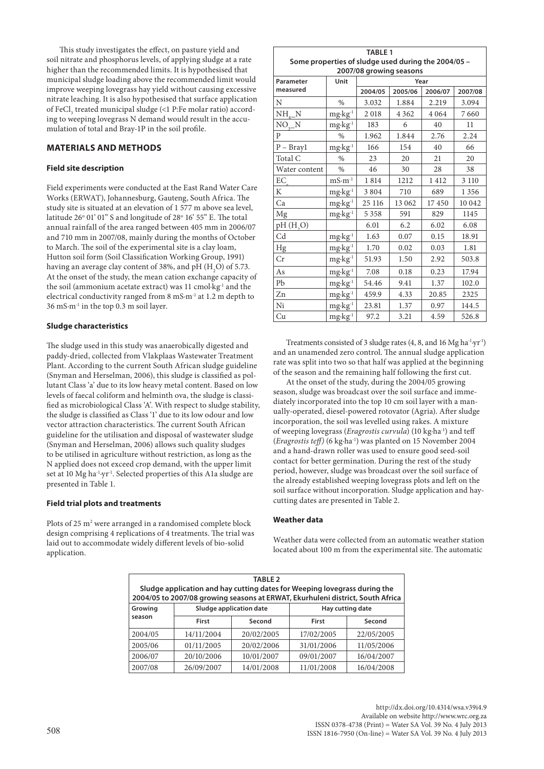This study investigates the effect, on pasture yield and soil nitrate and phosphorus levels, of applying sludge at a rate higher than the recommended limits. It is hypothesised that municipal sludge loading above the recommended limit would improve weeping lovegrass hay yield without causing excessive nitrate leaching. It is also hypothesised that surface application of $FeCl_3$ treated municipal sludge (<1 P:Fe molar ratio) according to weeping lovegrass N demand would result in the accumulation of total and Bray-1P in the soil profile.

## MATERIALS AND METHODS

### Field site description

Field experiments were conducted at the East Rand Water Care Works (ERWAT), Johannesburg, Gauteng, South Africa. The study site is situated at an elevation of 1 577 m above sea level, latitude 26° 01' 01" S and longitude of 28° 16' 55" E. The total annual rainfall of the area ranged between 405 mm in 2006/07 and 710 mm in 2007/08, mainly during the months of October to March. The soil of the experimental site is a clay loam, Hutton soil form (Soil Classification Working Group, 1991) having an average clay content of 38%, and pH ($H_2O$) of 5.73. At the onset of the study, the mean cation exchange capacity of the soil (ammonium acetate extract) was 11 $cmol \cdot kg^{-1}$ and the electrical conductivity ranged from 8 $mS \cdot m^{-1}$ at 1.2 m depth to 36 $mS \cdot m^{-1}$ in the top 0.3 m soil layer.

### Sludge characteristics

The sludge used in this study was anaerobically digested and paddy-dried, collected from Vlakplaas Wastewater Treatment Plant. According to the current South African sludge guideline (Snyman and Herselman, 2006), this sludge is classified as pollutant Class 'a' due to its low heavy metal content. Based on low levels of faecal coliform and helminth ova, the sludge is classified as microbiological Class 'A'. With respect to sludge stability, the sludge is classified as Class '1' due to its low odour and low vector attraction characteristics. The current South African guideline for the utilisation and disposal of wastewater sludge (Snyman and Herselman, 2006) allows such quality sludges to be utilised in agriculture without restriction, as long as the N applied does not exceed crop demand, with the upper limit set at 10 $Mg\ ha^{-1} \cdot yr^{-1}$. Selected properties of this A1a sludge are presented in Table 1.

### Field trial plots and treatments

Plots of 25 $m^2$ were arranged in a randomised complete block design comprising 4 replications of 4 treatments. The trial was laid out to accommodate widely different levels of bio-solid application.

**TABLE 1**
**Some properties of sludge used during the 2004/05 – 2007/08 growing seasons**

| Parameter measured | Unit | Year | | | |
|---|---|---|---|---|---|
| | | 2004/05 | 2005/06 | 2006/07 | 2007/08 |
| N | % | 3.032 | 1.884 | 2.219 | 3.094 |
| $NH_4$_N | $mg \cdot kg^{-1}$ | 2 018 | 4 362 | 4 064 | 7 660 |
| $NO_3$_N | $mg \cdot kg^{-1}$ | 183 | 6 | 40 | 11 |
| P | % | 1.962 | 1.844 | 2.76 | 2.24 |
| P – Bray1 | $mg \cdot kg^{-1}$ | 166 | 154 | 40 | 66 |
| Total C | % | 23 | 20 | 21 | 20 |
| Water content | % | 46 | 30 | 28 | 38 |
| $EC_e$ | $mS \cdot m^{-1}$ | 1 814 | 1212 | 1 412 | 3 110 |
| K | $mg \cdot kg^{-1}$ | 3 804 | 710 | 689 | 1 356 |
| Ca | $mg \cdot kg^{-1}$ | 25 116 | 13 062 | 17 450 | 10 042 |
| Mg | $mg \cdot kg^{-1}$ | 5 358 | 591 | 829 | 1145 |
| pH ($H_2O$) | | 6.01 | 6.2 | 6.02 | 6.08 |
| Cd | $mg \cdot kg^{-1}$ | 1.63 | 0.07 | 0.15 | 18.91 |
| Hg | $mg \cdot kg^{-1}$ | 1.70 | 0.02 | 0.03 | 1.81 |
| Cr | $mg \cdot kg^{-1}$ | 51.93 | 1.50 | 2.92 | 503.8 |
| As | $mg \cdot kg^{-1}$ | 7.08 | 0.18 | 0.23 | 17.94 |
| Pb | $mg \cdot kg^{-1}$ | 54.46 | 9.41 | 1.37 | 102.0 |
| Zn | $mg \cdot kg^{-1}$ | 459.9 | 4.33 | 20.85 | 2325 |
| Ni | $mg \cdot kg^{-1}$ | 23.81 | 1.37 | 0.97 | 144.5 |
| Cu | $mg \cdot kg^{-1}$ | 97.2 | 3.21 | 4.59 | 526.8 |

Treatments consisted of 3 sludge rates (4, 8, and 16 $Mg\ ha^{-1} \cdot yr^{-1}$) and an unamended zero control. The annual sludge application rate was split into two so that half was applied at the beginning of the season and the remaining half following the first cut.

At the onset of the study, during the 2004/05 growing season, sludge was broadcast over the soil surface and immediately incorporated into the top 10 cm soil layer with a manually-operated, diesel-powered rotovator (Agria). After sludge incorporation, the soil was levelled using rakes. A mixture of weeping lovegrass (*Eragrostis curvula*) (10 $kg \cdot ha^{-1}$) and teff (*Eragrostis teff*) (6 $kg \cdot ha^{-1}$) was planted on 15 November 2004 and a hand-drawn roller was used to ensure good seed-soil contact for better germination. During the rest of the study period, however, sludge was broadcast over the soil surface of the already established weeping lovegrass plots and left on the soil surface without incorporation. Sludge application and hay-cutting dates are presented in Table 2.

### Weather data

Weather data were collected from an automatic weather station located about 100 m from the experimental site. The automatic

**TABLE 2**
**Sludge application and hay cutting dates for Weeping lovegrass during the 2004/05 to 2007/08 growing seasons at ERWAT, Ekurhuleni district, South Africa**

| Growing season | Sludge application date | | Hay cutting date | |
|---|---|---|---|---|
| | First | Second | First | Second |
| 2004/05 | 14/11/2004 | 20/02/2005 | 17/02/2005 | 22/05/2005 |
| 2005/06 | 01/11/2005 | 20/02/2006 | 31/01/2006 | 11/05/2006 |
| 2006/07 | 20/10/2006 | 10/01/2007 | 09/01/2007 | 16/04/2007 |
| 2007/08 | 26/09/2007 | 14/01/2008 | 11/01/2008 | 16/04/2008 |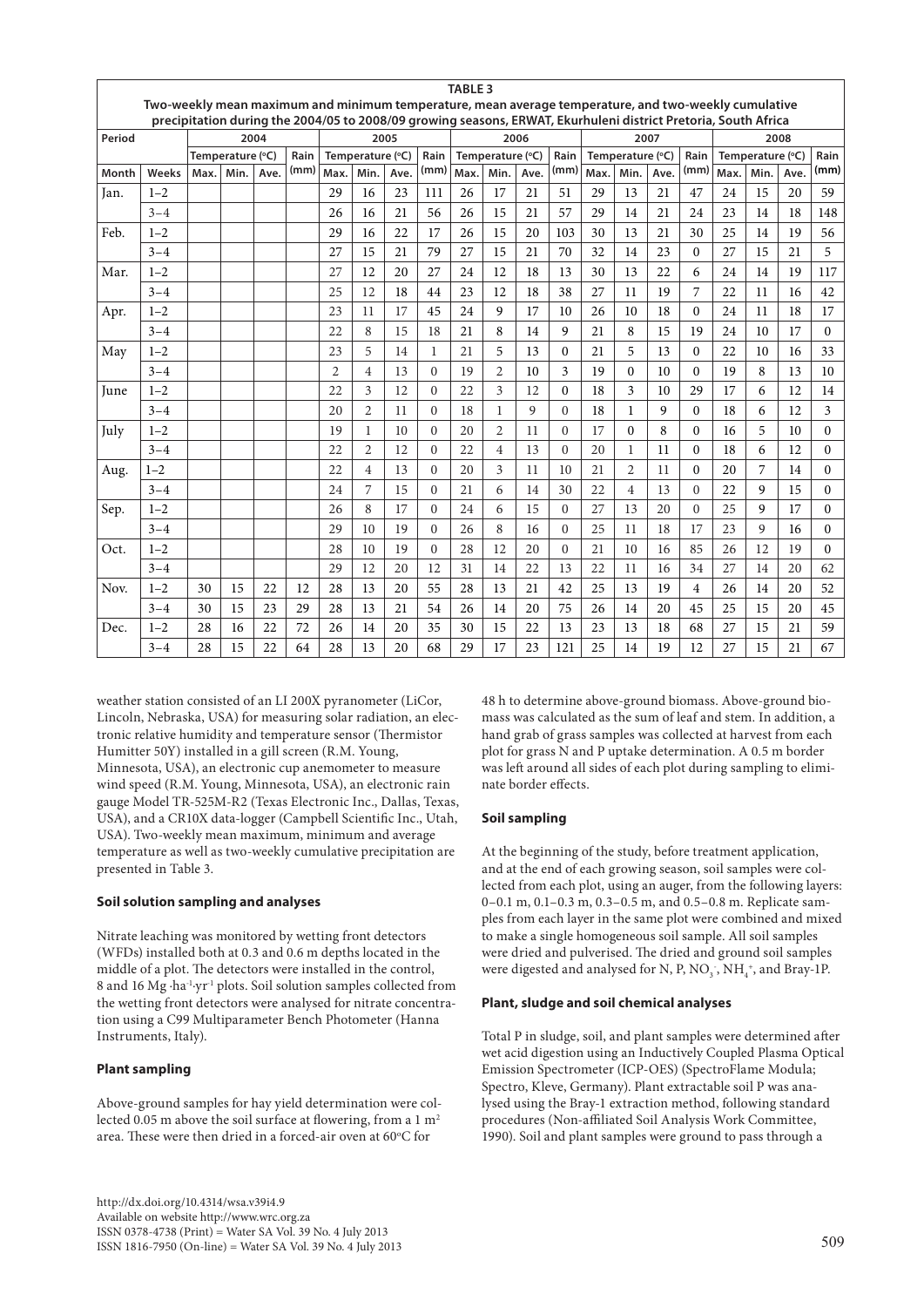**TABLE 3**
**Two-weekly mean maximum and minimum temperature, mean average temperature, and two-weekly cumulative precipitation during the 2004/05 to 2008/09 growing seasons, ERWAT, Ekurhuleni district Pretoria, South Africa**

| Period | | 2004 | | | | 2005 | | | | 2006 | | | | 2007 | | | | 2008 | | | |
|---|---|---|---|---|---|---|---|---|---|---|---|---|---|---|---|---|---|---|---|---|---|
| | | Temperature (°C) | | | Rain (mm) | Temperature (°C) | | | Rain (mm) | Temperature (°C) | | | Rain (mm) | Temperature (°C) | | | Rain (mm) | Temperature (°C) | | | Rain (mm) |
| Month | Weeks | Max. | Min. | Ave. | | Max. | Min. | Ave. | | Max. | Min. | Ave. | | Max. | Min. | Ave. | | Max. | Min. | Ave. | |
| Jan. | 1–2 | | | | | 29 | 16 | 23 | 111 | 26 | 17 | 21 | 51 | 29 | 13 | 21 | 47 | 24 | 15 | 20 | 59 |
| | 3–4 | | | | | 26 | 16 | 21 | 56 | 26 | 15 | 21 | 57 | 29 | 14 | 21 | 24 | 23 | 14 | 18 | 148 |
| Feb. | 1–2 | | | | | 29 | 16 | 22 | 17 | 26 | 15 | 20 | 103 | 30 | 13 | 21 | 30 | 25 | 14 | 19 | 56 |
| | 3–4 | | | | | 27 | 15 | 21 | 79 | 27 | 15 | 21 | 70 | 32 | 14 | 23 | 0 | 27 | 15 | 21 | 5 |
| Mar. | 1–2 | | | | | 27 | 12 | 20 | 27 | 24 | 12 | 18 | 13 | 30 | 13 | 22 | 6 | 24 | 14 | 19 | 117 |
| | 3–4 | | | | | 25 | 12 | 18 | 44 | 23 | 12 | 18 | 38 | 27 | 11 | 19 | 7 | 22 | 11 | 16 | 42 |
| Apr. | 1–2 | | | | | 23 | 11 | 17 | 45 | 24 | 9 | 17 | 10 | 26 | 10 | 18 | 0 | 24 | 11 | 18 | 17 |
| | 3–4 | | | | | 22 | 8 | 15 | 18 | 21 | 8 | 14 | 9 | 21 | 8 | 15 | 19 | 24 | 10 | 17 | 0 |
| May | 1–2 | | | | | 23 | 5 | 14 | 1 | 21 | 5 | 13 | 0 | 21 | 5 | 13 | 0 | 22 | 10 | 16 | 33 |
| | 3–4 | | | | | 2 | 4 | 13 | 0 | 19 | 2 | 10 | 3 | 19 | 0 | 10 | 0 | 19 | 8 | 13 | 10 |
| June | 1–2 | | | | | 22 | 3 | 12 | 0 | 22 | 3 | 12 | 0 | 18 | 3 | 10 | 29 | 17 | 6 | 12 | 14 |
| | 3–4 | | | | | 20 | 2 | 11 | 0 | 18 | 1 | 9 | 0 | 18 | 1 | 9 | 0 | 18 | 6 | 12 | 3 |
| July | 1–2 | | | | | 19 | 1 | 10 | 0 | 20 | 2 | 11 | 0 | 17 | 0 | 8 | 0 | 16 | 5 | 10 | 0 |
| | 3–4 | | | | | 22 | 2 | 12 | 0 | 22 | 4 | 13 | 0 | 20 | 1 | 11 | 0 | 18 | 6 | 12 | 0 |
| Aug. | 1–2 | | | | | 22 | 4 | 13 | 0 | 20 | 3 | 11 | 0 | 21 | 2 | 11 | 0 | 20 | 7 | 14 | 0 |
| | 3–4 | | | | | 24 | 7 | 15 | 0 | 21 | 6 | 14 | 30 | 22 | 4 | 13 | 0 | 22 | 9 | 15 | 0 |
| Sep. | 1–2 | | | | | 26 | 8 | 17 | 0 | 24 | 6 | 15 | 0 | 27 | 13 | 20 | 0 | 25 | 9 | 17 | 0 |
| | 3–4 | | | | | 29 | 10 | 19 | 0 | 26 | 8 | 16 | 0 | 25 | 11 | 18 | 17 | 23 | 9 | 16 | 0 |
| Oct. | 1–2 | | | | | 28 | 10 | 19 | 0 | 28 | 12 | 20 | 0 | 21 | 10 | 16 | 85 | 26 | 12 | 19 | 0 |
| | 3–4 | | | | | 29 | 12 | 20 | 12 | 31 | 14 | 22 | 13 | 22 | 11 | 16 | 34 | 27 | 14 | 20 | 62 |
| Nov. | 1–2 | 30 | 15 | 22 | 12 | 28 | 13 | 20 | 55 | 28 | 13 | 21 | 42 | 25 | 13 | 19 | 4 | 26 | 14 | 20 | 52 |
| | 3–4 | 30 | 15 | 23 | 29 | 28 | 13 | 21 | 54 | 26 | 14 | 20 | 75 | 26 | 14 | 20 | 45 | 25 | 15 | 20 | 45 |
| Dec. | 1–2 | 28 | 16 | 22 | 72 | 26 | 14 | 20 | 35 | 30 | 15 | 22 | 13 | 23 | 13 | 18 | 68 | 27 | 15 | 21 | 59 |
| | 3–4 | 28 | 15 | 22 | 64 | 28 | 13 | 20 | 68 | 29 | 17 | 23 | 121 | 25 | 14 | 19 | 12 | 27 | 15 | 21 | 67 |

weather station consisted of an LI 200X pyranometer (LiCor, Lincoln, Nebraska, USA) for measuring solar radiation, an electronic relative humidity and temperature sensor (Thermistor Humitter 50Y) installed in a gill screen (R.M. Young, Minnesota, USA), an electronic cup anemometer to measure wind speed (R.M. Young, Minnesota, USA), an electronic rain gauge Model TR-525M-R2 (Texas Electronic Inc., Dallas, Texas, USA), and a CR10X data-logger (Campbell Scientific Inc., Utah, USA). Two-weekly mean maximum, minimum and average temperature as well as two-weekly cumulative precipitation are presented in Table 3.

### Soil solution sampling and analyses

Nitrate leaching was monitored by wetting front detectors (WFDs) installed both at 0.3 and 0.6 m depths located in the middle of a plot. The detectors were installed in the control, 8 and 16 Mg·ha$^{-1}$·yr$^{-1}$ plots. Soil solution samples collected from the wetting front detectors were analysed for nitrate concentration using a C99 Multiparameter Bench Photometer (Hanna Instruments, Italy).

### Plant sampling

Above-ground samples for hay yield determination were collected 0.05 m above the soil surface at flowering, from a 1 m$^2$ area. These were then dried in a forced-air oven at 60°C for 48 h to determine above-ground biomass. Above-ground biomass was calculated as the sum of leaf and stem. In addition, a hand grab of grass samples was collected at harvest from each plot for grass N and P uptake determination. A 0.5 m border was left around all sides of each plot during sampling to eliminate border effects.

### Soil sampling

At the beginning of the study, before treatment application, and at the end of each growing season, soil samples were collected from each plot, using an auger, from the following layers: 0–0.1 m, 0.1–0.3 m, 0.3–0.5 m, and 0.5–0.8 m. Replicate samples from each layer in the same plot were combined and mixed to make a single homogeneous soil sample. All soil samples were dried and pulverised. The dried and ground soil samples were digested and analysed for N, P, $NO_3^-$, $NH_4^+$, and Bray-1P.

### Plant, sludge and soil chemical analyses

Total P in sludge, soil, and plant samples were determined after wet acid digestion using an Inductively Coupled Plasma Optical Emission Spectrometer (ICP-OES) (SpectroFlame Modula; Spectro, Kleve, Germany). Plant extractable soil P was analysed using the Bray-1 extraction method, following standard procedures (Non-affiliated Soil Analysis Work Committee, 1990). Soil and plant samples were ground to pass through a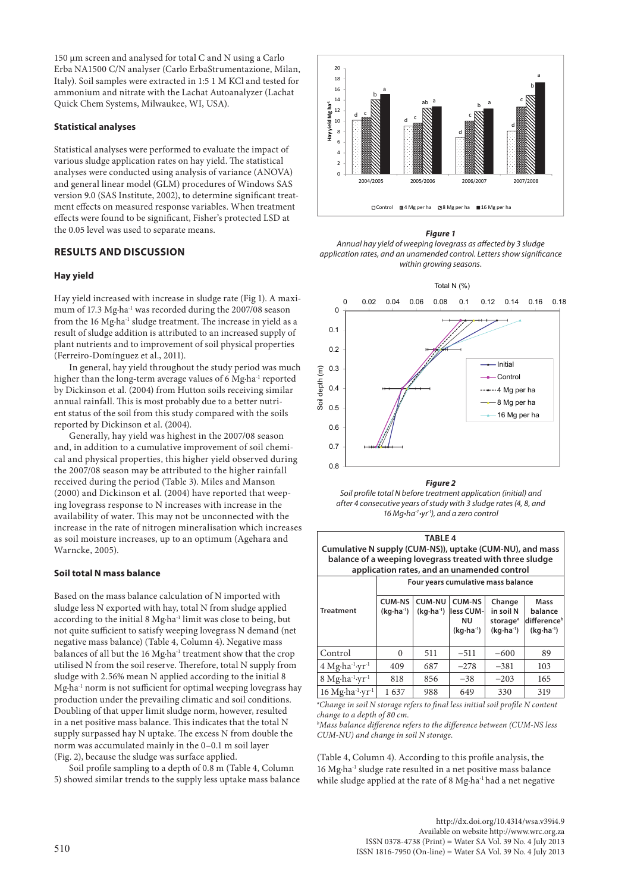150 µm screen and analysed for total C and N using a Carlo Erba NA1500 C/N analyser (Carlo ErbaStrumentazione, Milan, Italy). Soil samples were extracted in 1:5 1 M KCl and tested for ammonium and nitrate with the Lachat Autoanalyzer (Lachat Quick Chem Systems, Milwaukee, WI, USA).

### Statistical analyses

Statistical analyses were performed to evaluate the impact of various sludge application rates on hay yield. The statistical analyses were conducted using analysis of variance (ANOVA) and general linear model (GLM) procedures of Windows SAS version 9.0 (SAS Institute, 2002), to determine significant treatment effects on measured response variables. When treatment effects were found to be significant, Fisher's protected LSD at the 0.05 level was used to separate means.

## RESULTS AND DISCUSSION

### Hay yield

Hay yield increased with increase in sludge rate (Fig 1). A maximum of 17.3 Mg·ha$^{-1}$ was recorded during the 2007/08 season from the 16 Mg·ha$^{-1}$ sludge treatment. The increase in yield as a result of sludge addition is attributed to an increased supply of plant nutrients and to improvement of soil physical properties (Ferreiro-Domínguez et al., 2011).

In general, hay yield throughout the study period was much higher than the long-term average values of 6 Mg·ha$^{-1}$ reported by Dickinson et al. (2004) from Hutton soils receiving similar annual rainfall. This is most probably due to a better nutrient status of the soil from this study compared with the soils reported by Dickinson et al. (2004).

Generally, hay yield was highest in the 2007/08 season and, in addition to a cumulative improvement of soil chemical and physical properties, this higher yield observed during the 2007/08 season may be attributed to the higher rainfall received during the period (Table 3). Miles and Manson (2000) and Dickinson et al. (2004) have reported that weeping lovegrass response to N increases with increase in the availability of water. This may not be unconnected with the increase in the rate of nitrogen mineralisation which increases as soil moisture increases, up to an optimum (Agehara and Warncke, 2005).

### Soil total N mass balance

Based on the mass balance calculation of N imported with sludge less N exported with hay, total N from sludge applied according to the initial 8 Mg·ha$^{-1}$ limit was close to being, but not quite sufficient to satisfy weeping lovegrass N demand (net negative mass balance) (Table 4, Column 4). Negative mass balances of all but the 16 Mg·ha$^{-1}$ treatment show that the crop utilised N from the soil reserve. Therefore, total N supply from sludge with 2.56% mean N applied according to the initial 8 Mg·ha$^{-1}$ norm is not sufficient for optimal weeping lovegrass hay production under the prevailing climatic and soil conditions. Doubling of that upper limit sludge norm, however, resulted in a net positive mass balance. This indicates that the total N supply surpassed hay N uptake. The excess N from double the norm was accumulated mainly in the 0–0.1 m soil layer (Fig. 2), because the sludge was surface applied.

Soil profile sampling to a depth of 0.8 m (Table 4, Column 5) showed similar trends to the supply less uptake mass balance (Table 4, Column 4). According to this profile analysis, the 16 Mg·ha$^{-1}$ sludge rate resulted in a net positive mass balance while sludge applied at the rate of 8 Mg·ha$^{-1}$ had a net negative

***Figure 1***
*Annual hay yield of weeping lovegrass as affected by 3 sludge application rates, and an unamended control. Letters show significance within growing seasons.*

***Figure 2***
*Soil profile total N before treatment application (initial) and after 4 consecutive years of study with 3 sludge rates (4, 8, and 16 Mg•ha$^{-1}$•yr$^{-1}$), and a zero control*

**TABLE 4**
**Cumulative N supply (CUM-NS)), uptake (CUM-NU), and mass balance of a weeping lovegrass treated with three sludge application rates, and an unamended control**

| Treatment | Four years cumulative mass balance | | | | |
|---|---|---|---|---|---|
| | CUM-NS (kg·ha$^{-1}$) | CUM-NU (kg·ha$^{-1}$) | CUM-NS less CUM-NU (kg·ha$^{-1}$) | Change in soil N storage[a] (kg·ha$^{-1}$) | Mass balance difference[b] (kg·ha$^{-1}$) |
| Control | 0 | 511 | −511 | −600 | 89 |
| 4 Mg·ha$^{-1}$·yr$^{-1}$ | 409 | 687 | −278 | −381 | 103 |
| 8 Mg·ha$^{-1}$·yr$^{-1}$ | 818 | 856 | −38 | −203 | 165 |
| 16 Mg·ha$^{-1}$·yr$^{-1}$ | 1 637 | 988 | 649 | 330 | 319 |

[a]*Change in soil N storage refers to final less initial soil profile N content change to a depth of 80 cm.*
[b]*Mass balance difference refers to the difference between (CUM-NS less CUM-NU) and change in soil N storage.*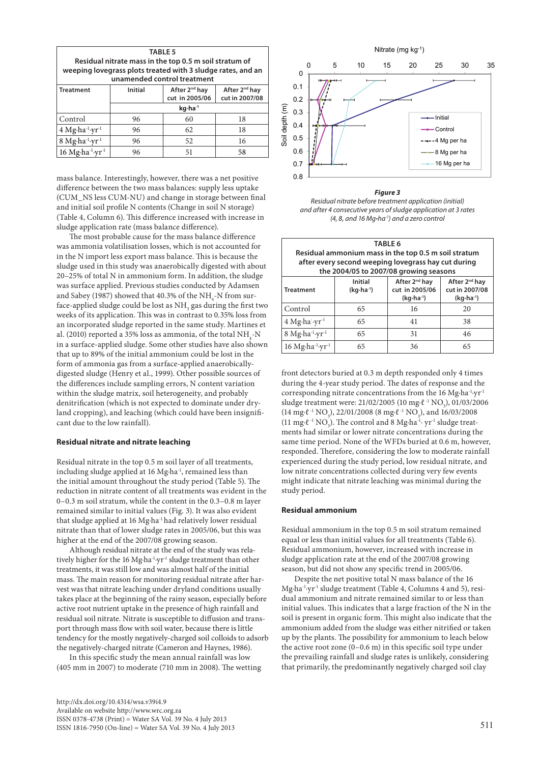TABLE 5
**Residual nitrate mass in the top 0.5 m soil stratum of weeping lovegrass plots treated with 3 sludge rates, and an unamended control treatment**

| Treatment | Initial | After 2nd hay cut in 2005/06 | After 2nd hay cut in 2007/08 |
|---|---|---|---|
| | kg·ha$^{-1}$ | | |
| Control | 96 | 60 | 18 |
| 4 Mg·ha$^{-1}$·yr$^{-1}$ | 96 | 62 | 18 |
| 8 Mg·ha$^{-1}$·yr$^{-1}$ | 96 | 52 | 16 |
| 16 Mg·ha$^{-1}$·yr$^{-1}$ | 96 | 51 | 58 |

mass balance. Interestingly, however, there was a net positive difference between the two mass balances: supply less uptake (CUM_NS less CUM-NU) and change in storage between final and initial soil profile N contents (Change in soil N storage) (Table 4, Column 6). This difference increased with increase in sludge application rate (mass balance difference).

The most probable cause for the mass balance difference was ammonia volatilisation losses, which is not accounted for in the N import less export mass balance. This is because the sludge used in this study was anaerobically digested with about 20–25% of total N in ammonium form. In addition, the sludge was surface applied. Previous studies conducted by Adamsen and Sabey (1987) showed that 40.3% of the $NH_4$-N from surface-applied sludge could be lost as $NH_3$ gas during the first two weeks of its application. This was in contrast to 0.35% loss from an incorporated sludge reported in the same study. Martines et al. (2010) reported a 35% loss as ammonia, of the total $NH_4$-N in a surface-applied sludge. Some other studies have also shown that up to 89% of the initial ammonium could be lost in the form of ammonia gas from a surface-applied anaerobically-digested sludge (Henry et al., 1999). Other possible sources of the differences include sampling errors, N content variation within the sludge matrix, soil heterogeneity, and probably denitrification (which is not expected to dominate under dryland cropping), and leaching (which could have been insignificant due to the low rainfall).

### Residual nitrate and nitrate leaching

Residual nitrate in the top 0.5 m soil layer of all treatments, including sludge applied at 16 Mg·ha$^{-1}$, remained less than the initial amount throughout the study period (Table 5). The reduction in nitrate content of all treatments was evident in the 0–0.3 m soil stratum, while the content in the 0.3–0.8 m layer remained similar to initial values (Fig. 3). It was also evident that sludge applied at 16 Mg·ha$^{-1}$ had relatively lower residual nitrate than that of lower sludge rates in 2005/06, but this was higher at the end of the 2007/08 growing season.

Although residual nitrate at the end of the study was relatively higher for the 16 Mg·ha$^{-1}$·yr$^{-1}$ sludge treatment than other treatments, it was still low and was almost half of the initial mass. The main reason for monitoring residual nitrate after harvest was that nitrate leaching under dryland conditions usually takes place at the beginning of the rainy season, especially before active root nutrient uptake in the presence of high rainfall and residual soil nitrate. Nitrate is susceptible to diffusion and transport through mass flow with soil water, because there is little tendency for the mostly negatively-charged soil colloids to adsorb the negatively-charged nitrate (Cameron and Haynes, 1986).

In this specific study the mean annual rainfall was low (405 mm in 2007) to moderate (710 mm in 2008). The wetting front detectors buried at 0.3 m depth responded only 4 times during the 4-year study period. The dates of response and the corresponding nitrate concentrations from the 16 Mg·ha$^{-1}$·yr$^{-1}$ sludge treatment were: 21/02/2005 (10 mg·ℓ$^{-1}$ $NO_3$), 01/03/2006 (14 mg·ℓ$^{-1}$ $NO_3$), 22/01/2008 (8 mg·ℓ$^{-1}$ $NO_3$), and 16/03/2008 (11 mg·ℓ$^{-1}$ $NO_3$). The control and 8 Mg·ha$^{-1}$· yr$^{-1}$ sludge treatments had similar or lower nitrate concentrations during the same time period. None of the WFDs buried at 0.6 m, however, responded. Therefore, considering the low to moderate rainfall experienced during the study period, low residual nitrate, and low nitrate concentrations collected during very few events might indicate that nitrate leaching was minimal during the study period.

***Figure 3***
*Residual nitrate before treatment application (initial) and after 4 consecutive years of sludge application at 3 rates (4, 8, and 16 Mg·ha$^{-1}$) and a zero control*

TABLE 6
**Residual ammonium mass in the top 0.5 m soil stratum after every second weeping lovegrass hay cut during the 2004/05 to 2007/08 growing seasons**

| Treatment | Initial (kg·ha$^{-1}$) | After 2nd hay cut in 2005/06 (kg·ha$^{-1}$) | After 2nd hay cut in 2007/08 (kg·ha$^{-1}$) |
|---|---|---|---|
| Control | 65 | 16 | 20 |
| 4 Mg·ha·yr$^{-1}$ | 65 | 41 | 38 |
| 8 Mg·ha$^{-1}$·yr$^{-1}$ | 65 | 31 | 46 |
| 16 Mg·ha$^{-1}$·yr$^{-1}$ | 65 | 36 | 65 |

### Residual ammonium

Residual ammonium in the top 0.5 m soil stratum remained equal or less than initial values for all treatments (Table 6). Residual ammonium, however, increased with increase in sludge application rate at the end of the 2007/08 growing season, but did not show any specific trend in 2005/06.

Despite the net positive total N mass balance of the 16 Mg·ha$^{-1}$·yr$^{-1}$ sludge treatment (Table 4, Columns 4 and 5), residual ammonium and nitrate remained similar to or less than initial values. This indicates that a large fraction of the N in the soil is present in organic form. This might also indicate that the ammonium added from the sludge was either nitrified or taken up by the plants. The possibility for ammonium to leach below the active root zone (0–0.6 m) in this specific soil type under the prevailing rainfall and sludge rates is unlikely, considering that primarily, the predominantly negatively charged soil clay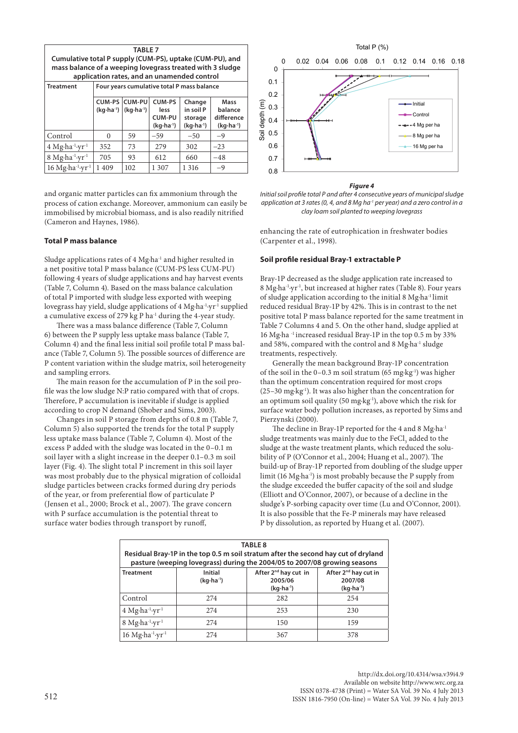**TABLE 7**
**Cumulative total P supply (CUM-PS), uptake (CUM-PU), and mass balance of a weeping lovegrass treated with 3 sludge application rates, and an unamended control**

| Treatment | Four years cumulative total P mass balance | | | | |
|---|---|---|---|---|---|
| | CUM-PS ($kg \cdot ha^{-1}$) | CUM-PU ($kg \cdot ha^{-1}$) | CUM-PS less CUM-PU ($kg \cdot ha^{-1}$) | Change in soil P storage ($kg \cdot ha^{-1}$) | Mass balance difference ($kg \cdot ha^{-1}$) |
| Control | 0 | 59 | −59 | −50 | −9 |
| 4 $Mg \cdot ha^{-1} \cdot yr^{-1}$ | 352 | 73 | 279 | 302 | −23 |
| 8 $Mg \cdot ha^{-1} \cdot yr^{-1}$ | 705 | 93 | 612 | 660 | −48 |
| 16 $Mg \cdot ha^{-1} \cdot yr^{-1}$ | 1 409 | 102 | 1 307 | 1 316 | −9 |

and organic matter particles can fix ammonium through the process of cation exchange. Moreover, ammonium can easily be immobilised by microbial biomass, and is also readily nitrified (Cameron and Haynes, 1986).

### Total P mass balance

Sludge applications rates of 4 $Mg \cdot ha^{-1}$ and higher resulted in a net positive total P mass balance (CUM-PS less CUM-PU) following 4 years of sludge applications and hay harvest events (Table 7, Column 4). Based on the mass balance calculation of total P imported with sludge less exported with weeping lovegrass hay yield, sludge applications of 4 $Mg \cdot ha^{-1} \cdot yr^{-1}$ supplied a cumulative excess of 279 kg P $ha^{-1}$ during the 4-year study.

There was a mass balance difference (Table 7, Column 6) between the P supply less uptake mass balance (Table 7, Column 4) and the final less initial soil profile total P mass balance (Table 7, Column 5). The possible sources of difference are P content variation within the sludge matrix, soil heterogeneity and sampling errors.

The main reason for the accumulation of P in the soil profile was the low sludge N:P ratio compared with that of crops. Therefore, P accumulation is inevitable if sludge is applied according to crop N demand (Shober and Sims, 2003).

Changes in soil P storage from depths of 0.8 m (Table 7, Column 5) also supported the trends for the total P supply less uptake mass balance (Table 7, Column 4). Most of the excess P added with the sludge was located in the 0–0.1 m soil layer with a slight increase in the deeper 0.1–0.3 m soil layer (Fig. 4). The slight total P increment in this soil layer was most probably due to the physical migration of colloidal sludge particles between cracks formed during dry periods of the year, or from preferential flow of particulate P (Jensen et al., 2000; Brock et al., 2007). The grave concern with P surface accumulation is the potential threat to surface water bodies through transport by runoff,

*Figure 4*
*Initial soil profile total P and after 4 consecutive years of municipal sludge application at 3 rates (0, 4, and 8 Mg $ha^{-1}$ per year) and a zero control in a clay loam soil planted to weeping lovegrass*

enhancing the rate of eutrophication in freshwater bodies (Carpenter et al., 1998).

### Soil profile residual Bray-1 extractable P

Bray-1P decreased as the sludge application rate increased to 8 $Mg \cdot ha^{-1} \cdot yr^{-1}$, but increased at higher rates (Table 8). Four years of sludge application according to the initial 8 $Mg \cdot ha^{-1}$ limit reduced residual Bray-1P by 42%. This is in contrast to the net positive total P mass balance reported for the same treatment in Table 7 Columns 4 and 5. On the other hand, sludge applied at 16 $Mg \cdot ha^{-1}$ increased residual Bray-1P in the top 0.5 m by 33% and 58%, compared with the control and 8 $Mg \cdot ha^{-1}$ sludge treatments, respectively.

Generally the mean background Bray-1P concentration of the soil in the 0–0.3 m soil stratum (65 $mg \cdot kg^{-1}$) was higher than the optimum concentration required for most crops (25–30 $mg \cdot kg^{-1}$). It was also higher than the concentration for an optimum soil quality (50 $mg \cdot kg^{-1}$), above which the risk for surface water body pollution increases, as reported by Sims and Pierzynski (2000).

The decline in Bray-1P reported for the 4 and 8 $Mg \cdot ha^{-1}$ sludge treatments was mainly due to the $FeCl_3$ added to the sludge at the waste treatment plants, which reduced the solubility of P (O'Connor et al., 2004; Huang et al., 2007). The build-up of Bray-1P reported from doubling of the sludge upper limit (16 $Mg \cdot ha^{-1}$) is most probably because the P supply from the sludge exceeded the buffer capacity of the soil and sludge (Elliott and O'Connor, 2007), or because of a decline in the sludge's P-sorbing capacity over time (Lu and O'Connor, 2001). It is also possible that the Fe-P minerals may have released P by dissolution, as reported by Huang et al. (2007).

**TABLE 8**
**Residual Bray-1P in the top 0.5 m soil stratum after the second hay cut of dryland pasture (weeping lovegrass) during the 2004/05 to 2007/08 growing seasons**

| Treatment | Initial ($kg \cdot ha^{-1}$) | After 2nd hay cut in 2005/06 ($kg \cdot ha^{-1}$) | After 2nd hay cut in 2007/08 ($kg \cdot ha^{-1}$) |
|---|---|---|---|
| Control | 274 | 282 | 254 |
| 4 $Mg \cdot ha^{-1} \cdot yr^{-1}$ | 274 | 253 | 230 |
| 8 $Mg \cdot ha^{-1} \cdot yr^{-1}$ | 274 | 150 | 159 |
| 16 $Mg \cdot ha^{-1} \cdot yr^{-1}$ | 274 | 367 | 378 |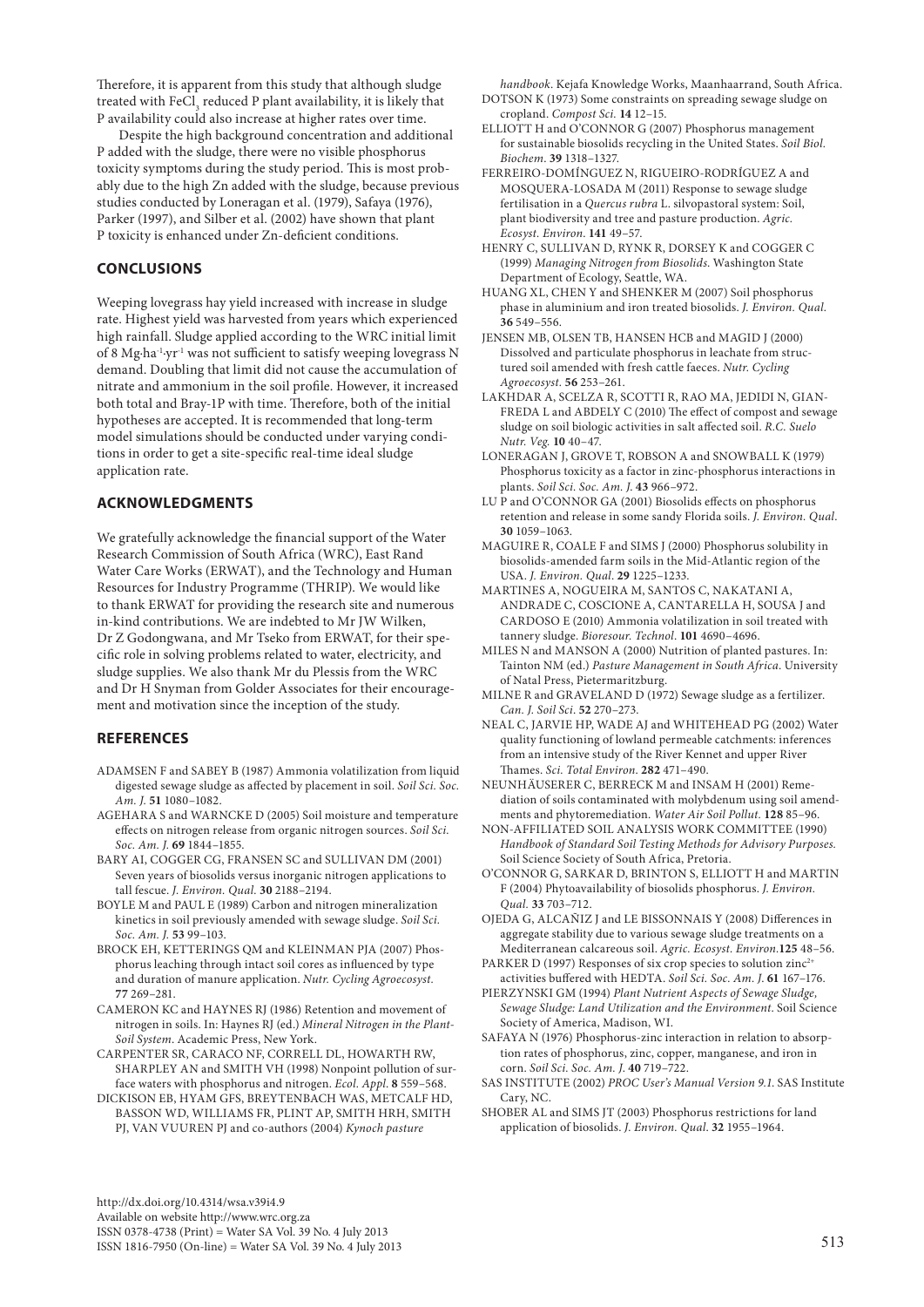Therefore, it is apparent from this study that although sludge treated with $FeCl_3$ reduced P plant availability, it is likely that P availability could also increase at higher rates over time.

Despite the high background concentration and additional P added with the sludge, there were no visible phosphorus toxicity symptoms during the study period. This is most probably due to the high Zn added with the sludge, because previous studies conducted by Loneragan et al. (1979), Safaya (1976), Parker (1997), and Silber et al. (2002) have shown that plant P toxicity is enhanced under Zn-deficient conditions.

## CONCLUSIONS

Weeping lovegrass hay yield increased with increase in sludge rate. Highest yield was harvested from years which experienced high rainfall. Sludge applied according to the WRC initial limit of 8 $Mg \cdot ha^{-1} \cdot yr^{-1}$ was not sufficient to satisfy weeping lovegrass N demand. Doubling that limit did not cause the accumulation of nitrate and ammonium in the soil profile. However, it increased both total and Bray-1P with time. Therefore, both of the initial hypotheses are accepted. It is recommended that long-term model simulations should be conducted under varying conditions in order to get a site-specific real-time ideal sludge application rate.

## ACKNOWLEDGMENTS

We gratefully acknowledge the financial support of the Water Research Commission of South Africa (WRC), East Rand Water Care Works (ERWAT), and the Technology and Human Resources for Industry Programme (THRIP). We would like to thank ERWAT for providing the research site and numerous in-kind contributions. We are indebted to Mr JW Wilken, Dr Z Godongwana, and Mr Tseko from ERWAT, for their specific role in solving problems related to water, electricity, and sludge supplies. We also thank Mr du Plessis from the WRC and Dr H Snyman from Golder Associates for their encouragement and motivation since the inception of the study.

## REFERENCES

ADAMSEN F and SABEY B (1987) Ammonia volatilization from liquid digested sewage sludge as affected by placement in soil. *Soil Sci. Soc. Am. J.* **51** 1080–1082.

AGEHARA S and WARNCKE D (2005) Soil moisture and temperature effects on nitrogen release from organic nitrogen sources. *Soil Sci. Soc. Am. J.* **69** 1844–1855.

BARY AI, COGGER CG, FRANSEN SC and SULLIVAN DM (2001) Seven years of biosolids versus inorganic nitrogen applications to tall fescue. *J. Environ. Qual.* **30** 2188–2194.

BOYLE M and PAUL E (1989) Carbon and nitrogen mineralization kinetics in soil previously amended with sewage sludge. *Soil Sci. Soc. Am. J.* **53** 99–103.

BROCK EH, KETTERINGS QM and KLEINMAN PJA (2007) Phosphorus leaching through intact soil cores as influenced by type and duration of manure application. *Nutr. Cycling Agroecosyst.* **77** 269–281.

CAMERON KC and HAYNES RJ (1986) Retention and movement of nitrogen in soils. In: Haynes RJ (ed.) *Mineral Nitrogen in the Plant-Soil System*. Academic Press, New York.

CARPENTER SR, CARACO NF, CORRELL DL, HOWARTH RW, SHARPLEY AN and SMITH VH (1998) Nonpoint pollution of surface waters with phosphorus and nitrogen. *Ecol. Appl.* **8** 559–568.

DICKISON EB, HYAM GFS, BREYTENBACH WAS, METCALF HD, BASSON WD, WILLIAMS FR, PLINT AP, SMITH HRH, SMITH PJ, VAN VUUREN PJ and co-authors (2004) *Kynoch pasture handbook*. Kejafa Knowledge Works, Maanhaarrand, South Africa.

DOTSON K (1973) Some constraints on spreading sewage sludge on cropland. *Compost Sci.* **14** 12–15.

ELLIOTT H and O'CONNOR G (2007) Phosphorus management for sustainable biosolids recycling in the United States. *Soil Biol. Biochem.* **39** 1318–1327.

FERREIRO-DOMÍNGUEZ N, RIGUEIRO-RODRÍGUEZ A and MOSQUERA-LOSADA M (2011) Response to sewage sludge fertilisation in a *Quercus rubra* L. silvopastoral system: Soil, plant biodiversity and tree and pasture production. *Agric. Ecosyst. Environ.* **141** 49–57.

HENRY C, SULLIVAN D, RYNK R, DORSEY K and COGGER C (1999) *Managing Nitrogen from Biosolids*. Washington State Department of Ecology, Seattle, WA.

HUANG XL, CHEN Y and SHENKER M (2007) Soil phosphorus phase in aluminium and iron treated biosolids. *J. Environ. Qual.* **36** 549–556.

JENSEN MB, OLSEN TB, HANSEN HCB and MAGID J (2000) Dissolved and particulate phosphorus in leachate from structured soil amended with fresh cattle faeces. *Nutr. Cycling Agroecosyst.* **56** 253–261.

LAKHDAR A, SCELZA R, SCOTTI R, RAO MA, JEDIDI N, GIANFREDA L and ABDELY C (2010) The effect of compost and sewage sludge on soil biologic activities in salt affected soil. *R.C. Suelo Nutr. Veg.* **10** 40–47.

LONERAGAN J, GROVE T, ROBSON A and SNOWBALL K (1979) Phosphorus toxicity as a factor in zinc-phosphorus interactions in plants. *Soil Sci. Soc. Am. J.* **43** 966–972.

LU P and O'CONNOR GA (2001) Biosolids effects on phosphorus retention and release in some sandy Florida soils. *J. Environ. Qual.* **30** 1059–1063.

MAGUIRE R, COALE F and SIMS J (2000) Phosphorus solubility in biosolids-amended farm soils in the Mid-Atlantic region of the USA. *J. Environ. Qual.* **29** 1225–1233.

MARTINES A, NOGUEIRA M, SANTOS C, NAKATANI A, ANDRADE C, COSCIONE A, CANTARELLA H, SOUSA J and CARDOSO E (2010) Ammonia volatilization in soil treated with tannery sludge. *Bioresour. Technol.* **101** 4690–4696.

MILES N and MANSON A (2000) Nutrition of planted pastures. In: Tainton NM (ed.) *Pasture Management in South Africa*. University of Natal Press, Pietermaritzburg.

MILNE R and GRAVELAND D (1972) Sewage sludge as a fertilizer. *Can. J. Soil Sci.* **52** 270–273.

NEAL C, JARVIE HP, WADE AJ and WHITEHEAD PG (2002) Water quality functioning of lowland permeable catchments: inferences from an intensive study of the River Kennet and upper River Thames. *Sci. Total Environ.* **282** 471–490.

NEUNHÄUSERER C, BERRECK M and INSAM H (2001) Remediation of soils contaminated with molybdenum using soil amendments and phytoremediation. *Water Air Soil Pollut.* **128** 85–96.

NON-AFFILIATED SOIL ANALYSIS WORK COMMITTEE (1990) *Handbook of Standard Soil Testing Methods for Advisory Purposes.* Soil Science Society of South Africa, Pretoria.

O'CONNOR G, SARKAR D, BRINTON S, ELLIOTT H and MARTIN F (2004) Phytoavailability of biosolids phosphorus. *J. Environ. Qual.* **33** 703–712.

OJEDA G, ALCAÑIZ J and LE BISSONNAIS Y (2008) Differences in aggregate stability due to various sewage sludge treatments on a Mediterranean calcareous soil. *Agric. Ecosyst. Environ.***125** 48–56.

PARKER D (1997) Responses of six crop species to solution $zinc^{2+}$ activities buffered with HEDTA. *Soil Sci. Soc. Am. J.* **61** 167–176.

PIERZYNSKI GM (1994) *Plant Nutrient Aspects of Sewage Sludge, Sewage Sludge: Land Utilization and the Environment*. Soil Science Society of America, Madison, WI.

SAFAYA N (1976) Phosphorus-zinc interaction in relation to absorption rates of phosphorus, zinc, copper, manganese, and iron in corn. *Soil Sci. Soc. Am. J.* **40** 719–722.

SAS INSTITUTE (2002) *PROC User's Manual Version 9.1.* SAS Institute Cary, NC.

SHOBER AL and SIMS JT (2003) Phosphorus restrictions for land application of biosolids. *J. Environ. Qual.* **32** 1955–1964.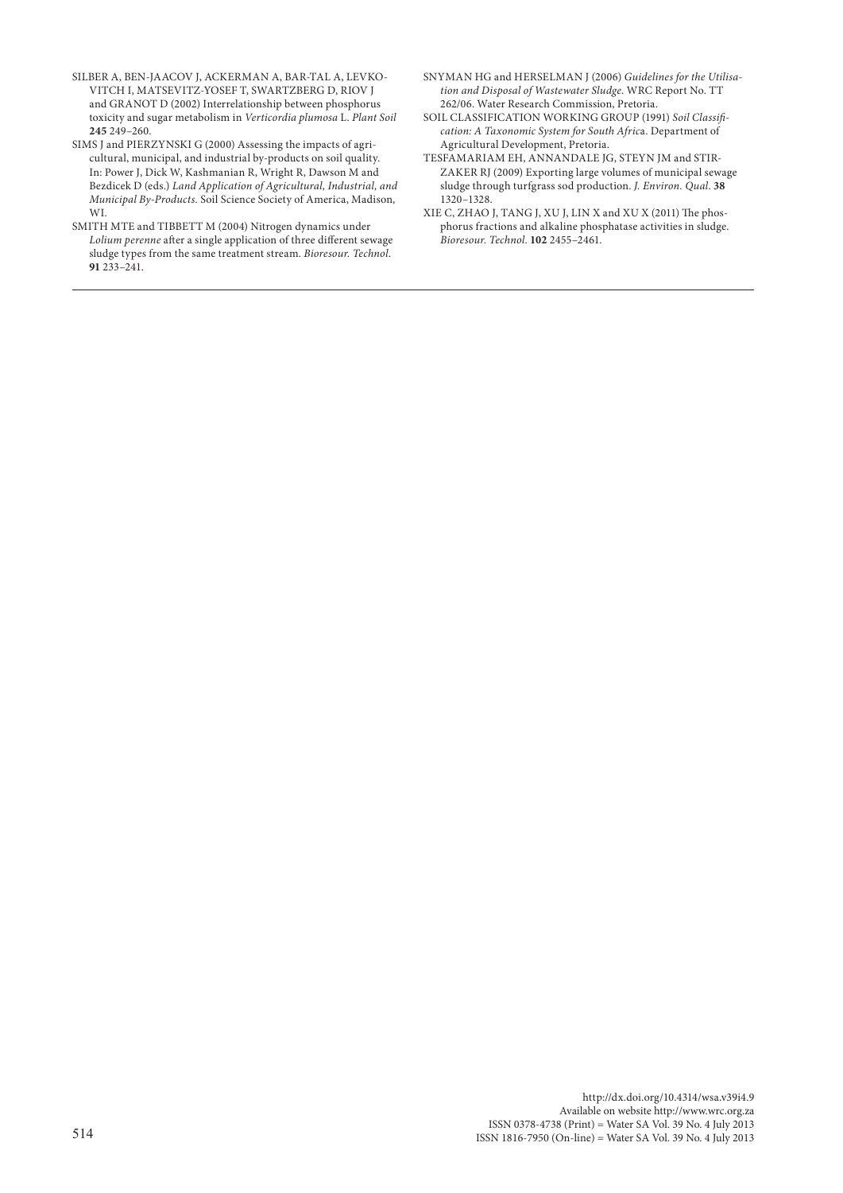SILBER A, BEN-JAACOV J, ACKERMAN A, BAR-TAL A, LEVKOVITCH I, MATSEVITZ-YOSEF T, SWARTZBERG D, RIOV J and GRANOT D (2002) Interrelationship between phosphorus toxicity and sugar metabolism in *Verticordia plumosa* L. *Plant Soil* **245** 249–260.

SIMS J and PIERZYNSKI G (2000) Assessing the impacts of agricultural, municipal, and industrial by-products on soil quality. In: Power J, Dick W, Kashmanian R, Wright R, Dawson M and Bezdicek D (eds.) *Land Application of Agricultural, Industrial, and Municipal By-Products*. Soil Science Society of America, Madison, WI.

SMITH MTE and TIBBETT M (2004) Nitrogen dynamics under *Lolium perenne* after a single application of three different sewage sludge types from the same treatment stream. *Bioresour. Technol.* **91** 233–241.

SNYMAN HG and HERSELMAN J (2006) *Guidelines for the Utilisation and Disposal of Wastewater Sludge*. WRC Report No. TT 262/06. Water Research Commission, Pretoria.

SOIL CLASSIFICATION WORKING GROUP (1991) *Soil Classification: A Taxonomic System for South Afric*a. Department of Agricultural Development, Pretoria.

TESFAMARIAM EH, ANNANDALE JG, STEYN JM and STIRZAKER RJ (2009) Exporting large volumes of municipal sewage sludge through turfgrass sod production. *J. Environ. Qual*. **38** 1320–1328.

XIE C, ZHAO J, TANG J, XU J, LIN X and XU X (2011) The phosphorus fractions and alkaline phosphatase activities in sludge. *Bioresour. Technol.* **102** 2455–2461.